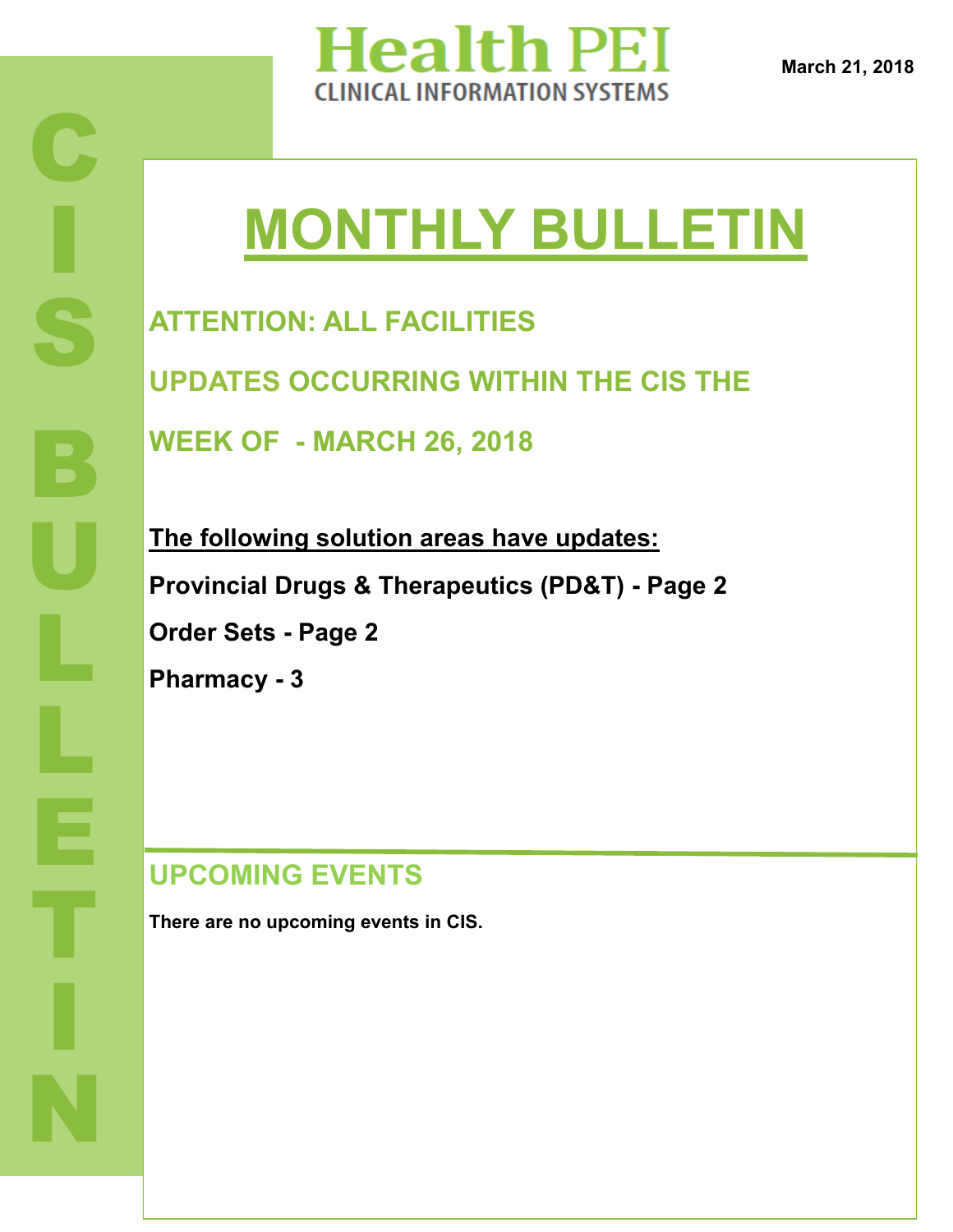# Health PEI

CLINICAL INFORMATION SYSTEMS

March 21, 2018

CIS BULLETIN

# MONTHLY BULLETIN

## ATTENTION: ALL FACILITIES

## UPDATES OCCURRING WITHIN THE CIS THE WEEK OF - MARCH 26, 2018

**The following solution areas have updates:**

**Provincial Drugs & Therapeutics (PD&T) - Page 2**

**Order Sets - Page 2**

**Pharmacy - 3**

## UPCOMING EVENTS

**There are no upcoming events in CIS.**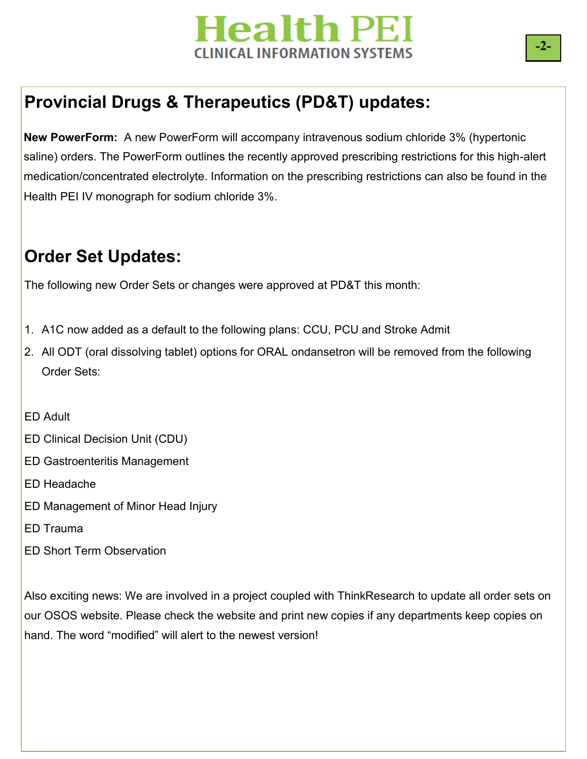## Provincial Drugs & Therapeutics (PD&T) updates:

**New PowerForm:** A new PowerForm will accompany intravenous sodium chloride 3% (hypertonic saline) orders. The PowerForm outlines the recently approved prescribing restrictions for this high-alert medication/concentrated electrolyte. Information on the prescribing restrictions can also be found in the Health PEI IV monograph for sodium chloride 3%.

## Order Set Updates:

The following new Order Sets or changes were approved at PD&T this month:

1. A1C now added as a default to the following plans: CCU, PCU and Stroke Admit
2. All ODT (oral dissolving tablet) options for ORAL ondansetron will be removed from the following Order Sets:

ED Adult

ED Clinical Decision Unit (CDU)

ED Gastroenteritis Management

ED Headache

ED Management of Minor Head Injury

ED Trauma

ED Short Term Observation

Also exciting news: We are involved in a project coupled with ThinkResearch to update all order sets on our OSOS website. Please check the website and print new copies if any departments keep copies on hand. The word "modified" will alert to the newest version!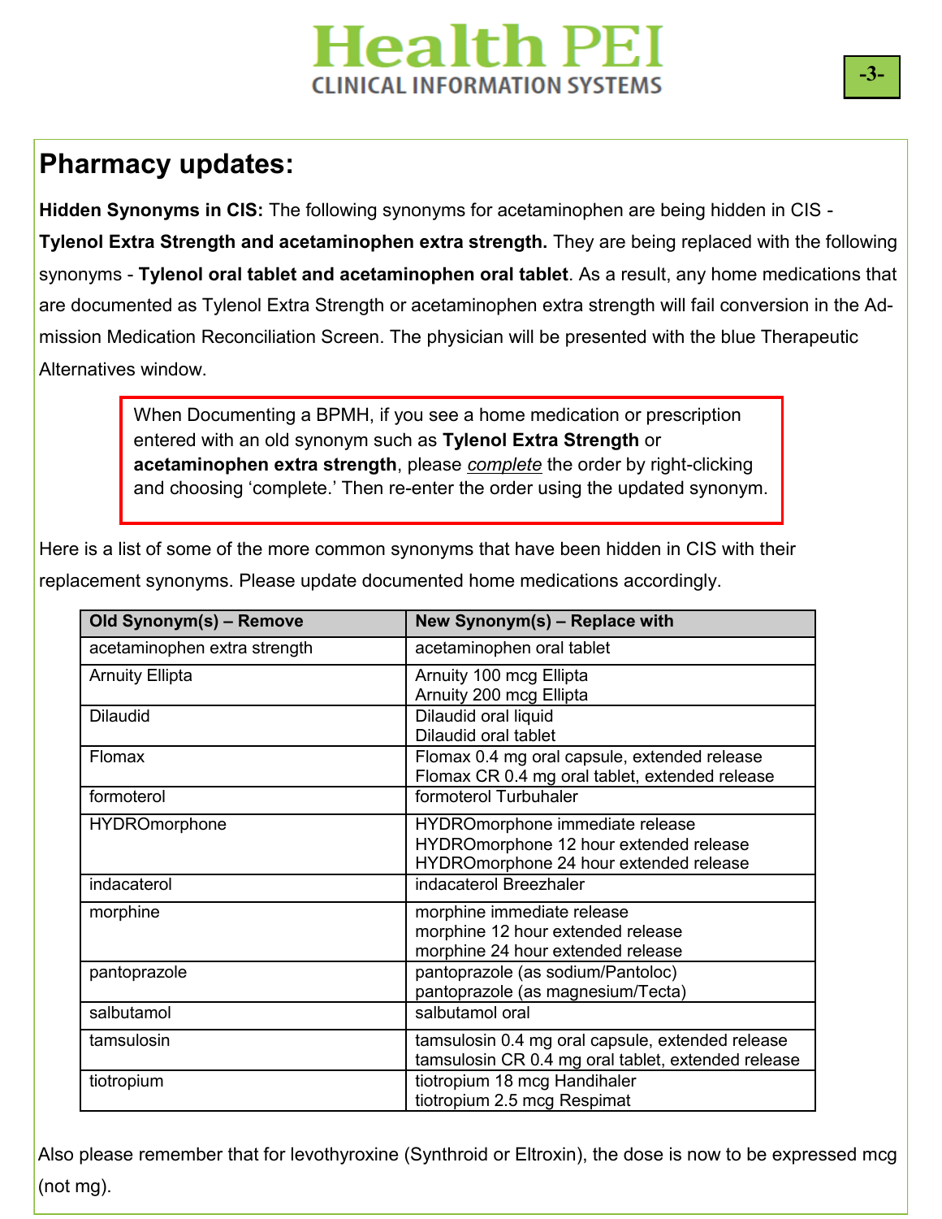## Pharmacy updates:

**Hidden Synonyms in CIS:** The following synonyms for acetaminophen are being hidden in CIS - **Tylenol Extra Strength and acetaminophen extra strength.** They are being replaced with the following synonyms - **Tylenol oral tablet and acetaminophen oral tablet**. As a result, any home medications that are documented as Tylenol Extra Strength or acetaminophen extra strength will fail conversion in the Admission Medication Reconciliation Screen. The physician will be presented with the blue Therapeutic Alternatives window.

> When Documenting a BPMH, if you see a home medication or prescription entered with an old synonym such as **Tylenol Extra Strength** or **acetaminophen extra strength**, please *complete* the order by right-clicking and choosing 'complete.' Then re-enter the order using the updated synonym.

Here is a list of some of the more common synonyms that have been hidden in CIS with their replacement synonyms. Please update documented home medications accordingly.

| Old Synonym(s) – Remove | New Synonym(s) – Replace with |
|---|---|
| acetaminophen extra strength | acetaminophen oral tablet |
| Arnuity Ellipta | Arnuity 100 mcg Ellipta<br>Arnuity 200 mcg Ellipta |
| Dilaudid | Dilaudid oral liquid<br>Dilaudid oral tablet |
| Flomax | Flomax 0.4 mg oral capsule, extended release<br>Flomax CR 0.4 mg oral tablet, extended release |
| formoterol | formoterol Turbuhaler |
| HYDROmorphone | HYDROmorphone immediate release<br>HYDROmorphone 12 hour extended release<br>HYDROmorphone 24 hour extended release |
| indacaterol | indacaterol Breezhaler |
| morphine | morphine immediate release<br>morphine 12 hour extended release<br>morphine 24 hour extended release |
| pantoprazole | pantoprazole (as sodium/Pantoloc)<br>pantoprazole (as magnesium/Tecta) |
| salbutamol | salbutamol oral |
| tamsulosin | tamsulosin 0.4 mg oral capsule, extended release<br>tamsulosin CR 0.4 mg oral tablet, extended release |
| tiotropium | tiotropium 18 mcg Handihaler<br>tiotropium 2.5 mcg Respimat |

Also please remember that for levothyroxine (Synthroid or Eltroxin), the dose is now to be expressed mcg (not mg).